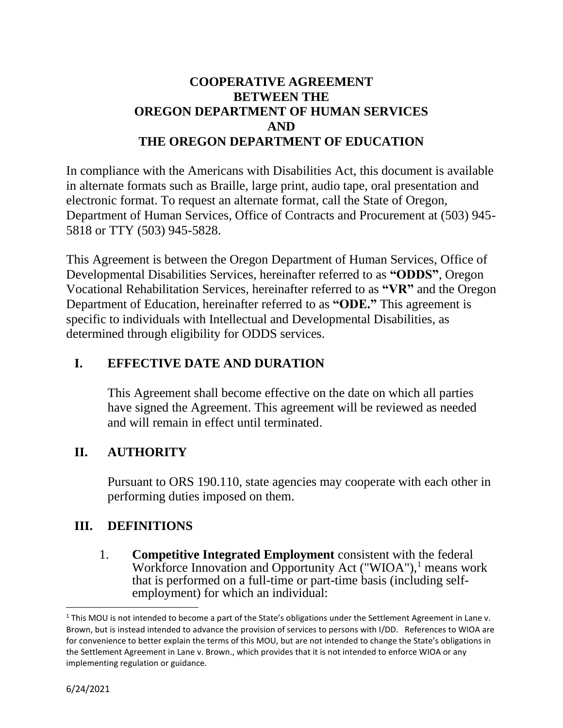# COOPERATIVE AGREEMENT BETWEEN THE OREGON DEPARTMENT OF HUMAN SERVICES AND THE OREGON DEPARTMENT OF EDUCATION

In compliance with the Americans with Disabilities Act, this document is available in alternate formats such as Braille, large print, audio tape, oral presentation and electronic format. To request an alternate format, call the State of Oregon, Department of Human Services, Office of Contracts and Procurement at (503) 945-5818 or TTY (503) 945-5828.

This Agreement is between the Oregon Department of Human Services, Office of Developmental Disabilities Services, hereinafter referred to as **"ODDS"**, Oregon Vocational Rehabilitation Services, hereinafter referred to as **"VR"** and the Oregon Department of Education, hereinafter referred to as **"ODE."** This agreement is specific to individuals with Intellectual and Developmental Disabilities, as determined through eligibility for ODDS services.

## I. EFFECTIVE DATE AND DURATION

This Agreement shall become effective on the date on which all parties have signed the Agreement. This agreement will be reviewed as needed and will remain in effect until terminated.

## II. AUTHORITY

Pursuant to ORS 190.110, state agencies may cooperate with each other in performing duties imposed on them.

## III. DEFINITIONS

1. **Competitive Integrated Employment** consistent with the federal Workforce Innovation and Opportunity Act ("WIOA"),[1] means work that is performed on a full-time or part-time basis (including self-employment) for which an individual:

---

[1] This MOU is not intended to become a part of the State's obligations under the Settlement Agreement in Lane v. Brown, but is instead intended to advance the provision of services to persons with I/DD. References to WIOA are for convenience to better explain the terms of this MOU, but are not intended to change the State's obligations in the Settlement Agreement in Lane v. Brown., which provides that it is not intended to enforce WIOA or any implementing regulation or guidance.

6/24/2021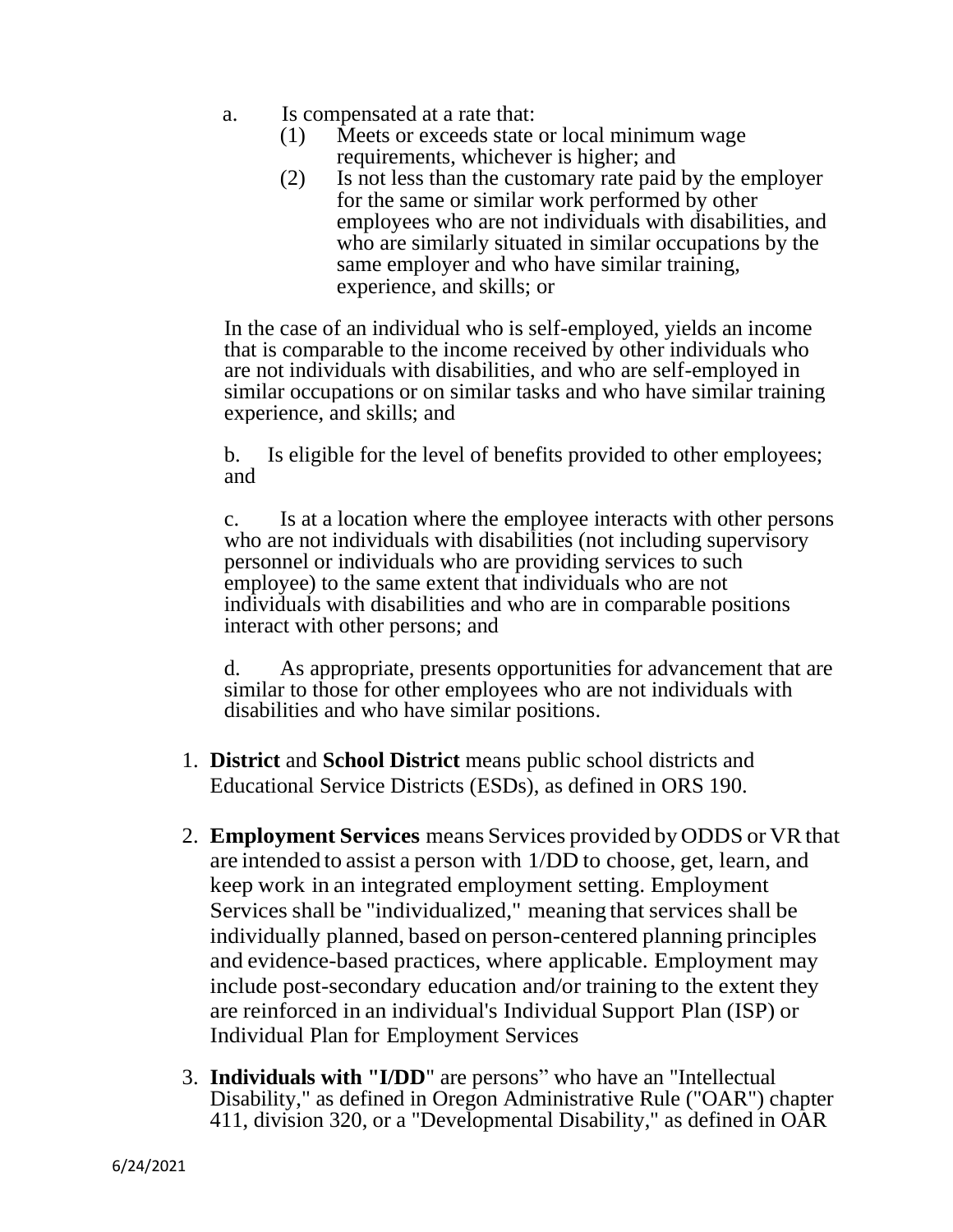a. Is compensated at a rate that:

   (1) Meets or exceeds state or local minimum wage requirements, whichever is higher; and

   (2) Is not less than the customary rate paid by the employer for the same or similar work performed by other employees who are not individuals with disabilities, and who are similarly situated in similar occupations by the same employer and who have similar training, experience, and skills; or

In the case of an individual who is self-employed, yields an income that is comparable to the income received by other individuals who are not individuals with disabilities, and who are self-employed in similar occupations or on similar tasks and who have similar training experience, and skills; and

b. Is eligible for the level of benefits provided to other employees; and

c. Is at a location where the employee interacts with other persons who are not individuals with disabilities (not including supervisory personnel or individuals who are providing services to such employee) to the same extent that individuals who are not individuals with disabilities and who are in comparable positions interact with other persons; and

d. As appropriate, presents opportunities for advancement that are similar to those for other employees who are not individuals with disabilities and who have similar positions.

1. **District** and **School District** means public school districts and Educational Service Districts (ESDs), as defined in ORS 190.

2. **Employment Services** means Services provided by ODDS or VR that are intended to assist a person with 1/DD to choose, get, learn, and keep work in an integrated employment setting. Employment Services shall be "individualized," meaning that services shall be individually planned, based on person-centered planning principles and evidence-based practices, where applicable. Employment may include post-secondary education and/or training to the extent they are reinforced in an individual's Individual Support Plan (ISP) or Individual Plan for Employment Services

3. **Individuals with "I/DD**" are persons" who have an "Intellectual Disability," as defined in Oregon Administrative Rule ("OAR") chapter 411, division 320, or a "Developmental Disability," as defined in OAR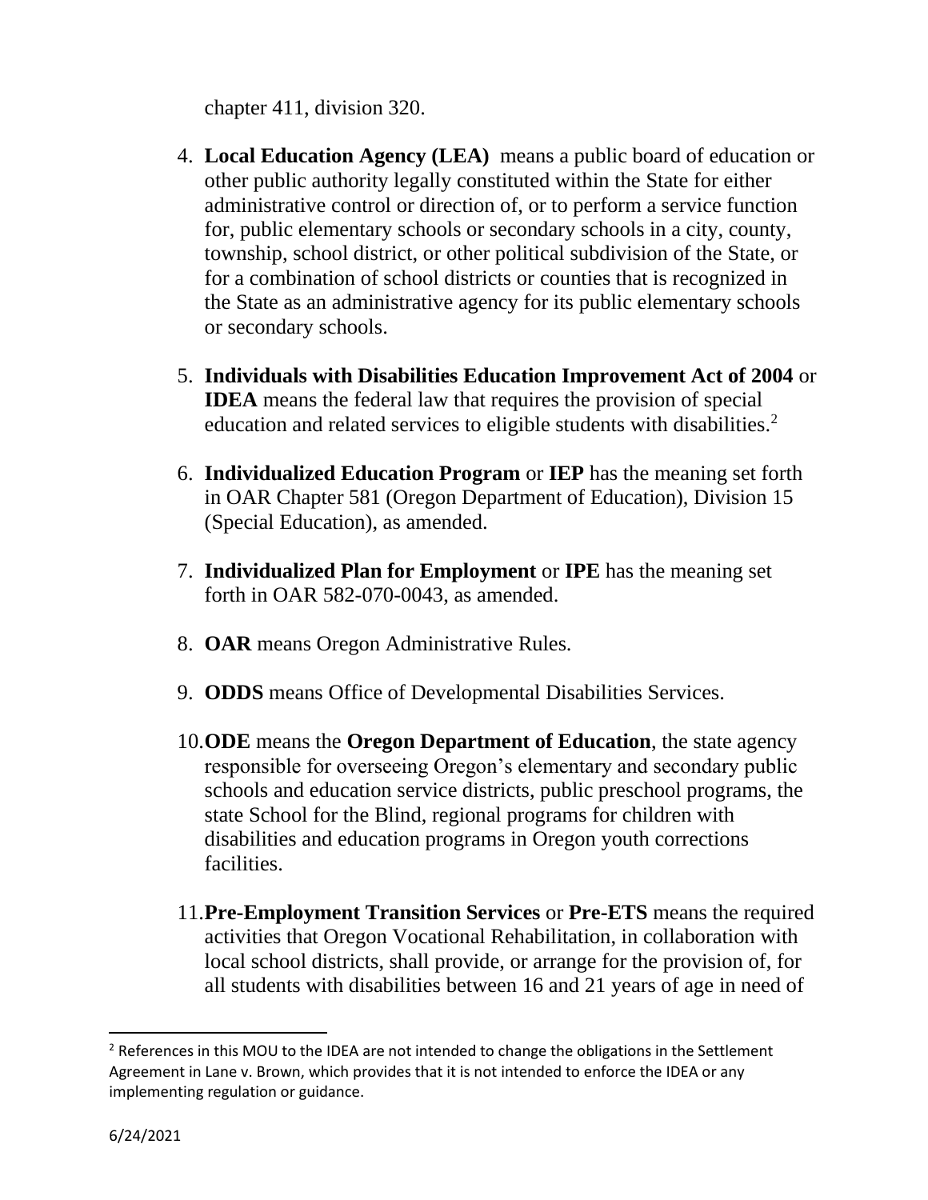chapter 411, division 320.

4. **Local Education Agency (LEA)** means a public board of education or other public authority legally constituted within the State for either administrative control or direction of, or to perform a service function for, public elementary schools or secondary schools in a city, county, township, school district, or other political subdivision of the State, or for a combination of school districts or counties that is recognized in the State as an administrative agency for its public elementary schools or secondary schools.

5. **Individuals with Disabilities Education Improvement Act of 2004** or **IDEA** means the federal law that requires the provision of special education and related services to eligible students with disabilities.[2]

6. **Individualized Education Program** or **IEP** has the meaning set forth in OAR Chapter 581 (Oregon Department of Education), Division 15 (Special Education), as amended.

7. **Individualized Plan for Employment** or **IPE** has the meaning set forth in OAR 582-070-0043, as amended.

8. **OAR** means Oregon Administrative Rules.

9. **ODDS** means Office of Developmental Disabilities Services.

10. **ODE** means the **Oregon Department of Education**, the state agency responsible for overseeing Oregon's elementary and secondary public schools and education service districts, public preschool programs, the state School for the Blind, regional programs for children with disabilities and education programs in Oregon youth corrections facilities.

11. **Pre-Employment Transition Services** or **Pre-ETS** means the required activities that Oregon Vocational Rehabilitation, in collaboration with local school districts, shall provide, or arrange for the provision of, for all students with disabilities between 16 and 21 years of age in need of

---

[2] References in this MOU to the IDEA are not intended to change the obligations in the Settlement Agreement in Lane v. Brown, which provides that it is not intended to enforce the IDEA or any implementing regulation or guidance.

6/24/2021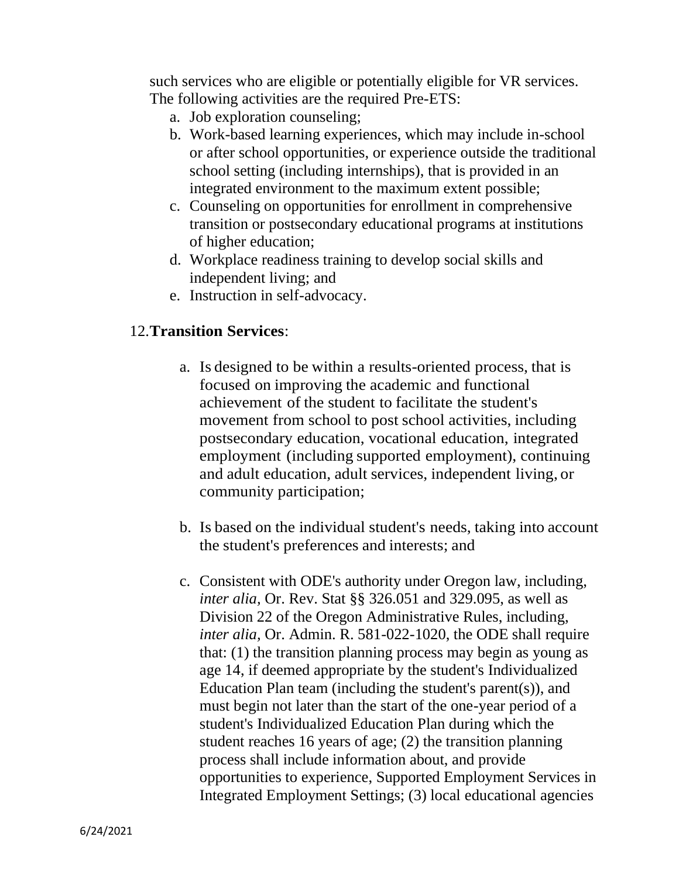such services who are eligible or potentially eligible for VR services. The following activities are the required Pre-ETS:

a. Job exploration counseling;
b. Work-based learning experiences, which may include in-school or after school opportunities, or experience outside the traditional school setting (including internships), that is provided in an integrated environment to the maximum extent possible;
c. Counseling on opportunities for enrollment in comprehensive transition or postsecondary educational programs at institutions of higher education;
d. Workplace readiness training to develop social skills and independent living; and
e. Instruction in self-advocacy.

12. **Transition Services**:

a. Is designed to be within a results-oriented process, that is focused on improving the academic and functional achievement of the student to facilitate the student's movement from school to post school activities, including postsecondary education, vocational education, integrated employment (including supported employment), continuing and adult education, adult services, independent living, or community participation;

b. Is based on the individual student's needs, taking into account the student's preferences and interests; and

c. Consistent with ODE's authority under Oregon law, including, *inter alia*, Or. Rev. Stat §§ 326.051 and 329.095, as well as Division 22 of the Oregon Administrative Rules, including, *inter alia*, Or. Admin. R. 581-022-1020, the ODE shall require that: (1) the transition planning process may begin as young as age 14, if deemed appropriate by the student's Individualized Education Plan team (including the student's parent(s)), and must begin not later than the start of the one-year period of a student's Individualized Education Plan during which the student reaches 16 years of age; (2) the transition planning process shall include information about, and provide opportunities to experience, Supported Employment Services in Integrated Employment Settings; (3) local educational agencies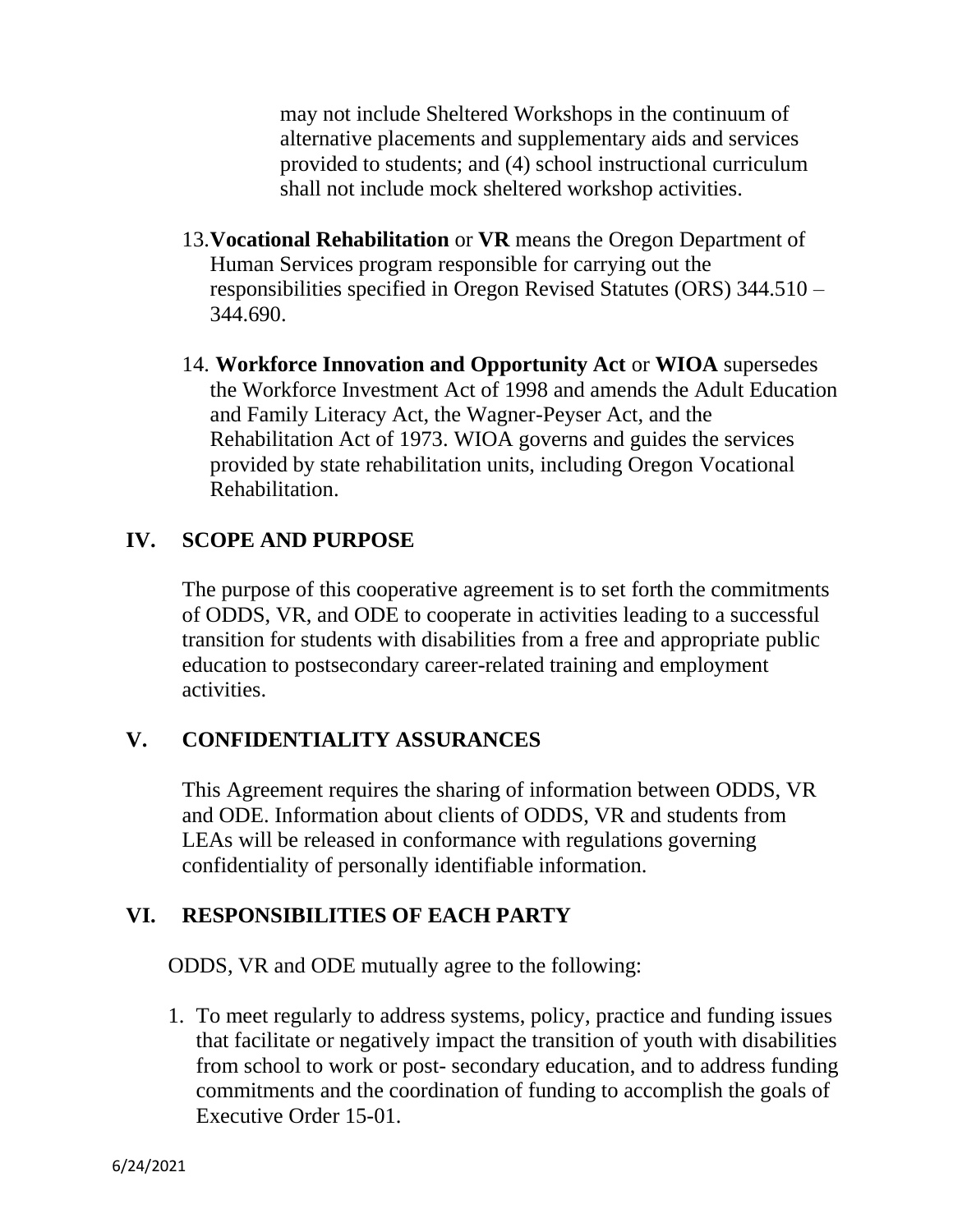may not include Sheltered Workshops in the continuum of alternative placements and supplementary aids and services provided to students; and (4) school instructional curriculum shall not include mock sheltered workshop activities.

13. **Vocational Rehabilitation** or **VR** means the Oregon Department of Human Services program responsible for carrying out the responsibilities specified in Oregon Revised Statutes (ORS) 344.510 – 344.690.

14. **Workforce Innovation and Opportunity Act** or **WIOA** supersedes the Workforce Investment Act of 1998 and amends the Adult Education and Family Literacy Act, the Wagner-Peyser Act, and the Rehabilitation Act of 1973. WIOA governs and guides the services provided by state rehabilitation units, including Oregon Vocational Rehabilitation.

## IV. SCOPE AND PURPOSE

The purpose of this cooperative agreement is to set forth the commitments of ODDS, VR, and ODE to cooperate in activities leading to a successful transition for students with disabilities from a free and appropriate public education to postsecondary career-related training and employment activities.

## V. CONFIDENTIALITY ASSURANCES

This Agreement requires the sharing of information between ODDS, VR and ODE. Information about clients of ODDS, VR and students from LEAs will be released in conformance with regulations governing confidentiality of personally identifiable information.

## VI. RESPONSIBILITIES OF EACH PARTY

ODDS, VR and ODE mutually agree to the following:

1. To meet regularly to address systems, policy, practice and funding issues that facilitate or negatively impact the transition of youth with disabilities from school to work or post- secondary education, and to address funding commitments and the coordination of funding to accomplish the goals of Executive Order 15-01.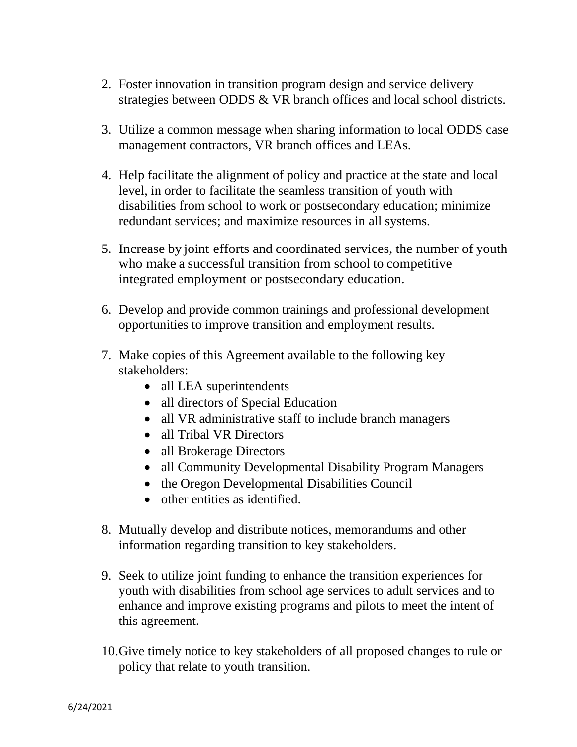2. Foster innovation in transition program design and service delivery strategies between ODDS & VR branch offices and local school districts.

3. Utilize a common message when sharing information to local ODDS case management contractors, VR branch offices and LEAs.

4. Help facilitate the alignment of policy and practice at the state and local level, in order to facilitate the seamless transition of youth with disabilities from school to work or postsecondary education; minimize redundant services; and maximize resources in all systems.

5. Increase by joint efforts and coordinated services, the number of youth who make a successful transition from school to competitive integrated employment or postsecondary education.

6. Develop and provide common trainings and professional development opportunities to improve transition and employment results.

7. Make copies of this Agreement available to the following key stakeholders:
    - all LEA superintendents
    - all directors of Special Education
    - all VR administrative staff to include branch managers
    - all Tribal VR Directors
    - all Brokerage Directors
    - all Community Developmental Disability Program Managers
    - the Oregon Developmental Disabilities Council
    - other entities as identified.

8. Mutually develop and distribute notices, memorandums and other information regarding transition to key stakeholders.

9. Seek to utilize joint funding to enhance the transition experiences for youth with disabilities from school age services to adult services and to enhance and improve existing programs and pilots to meet the intent of this agreement.

10. Give timely notice to key stakeholders of all proposed changes to rule or policy that relate to youth transition.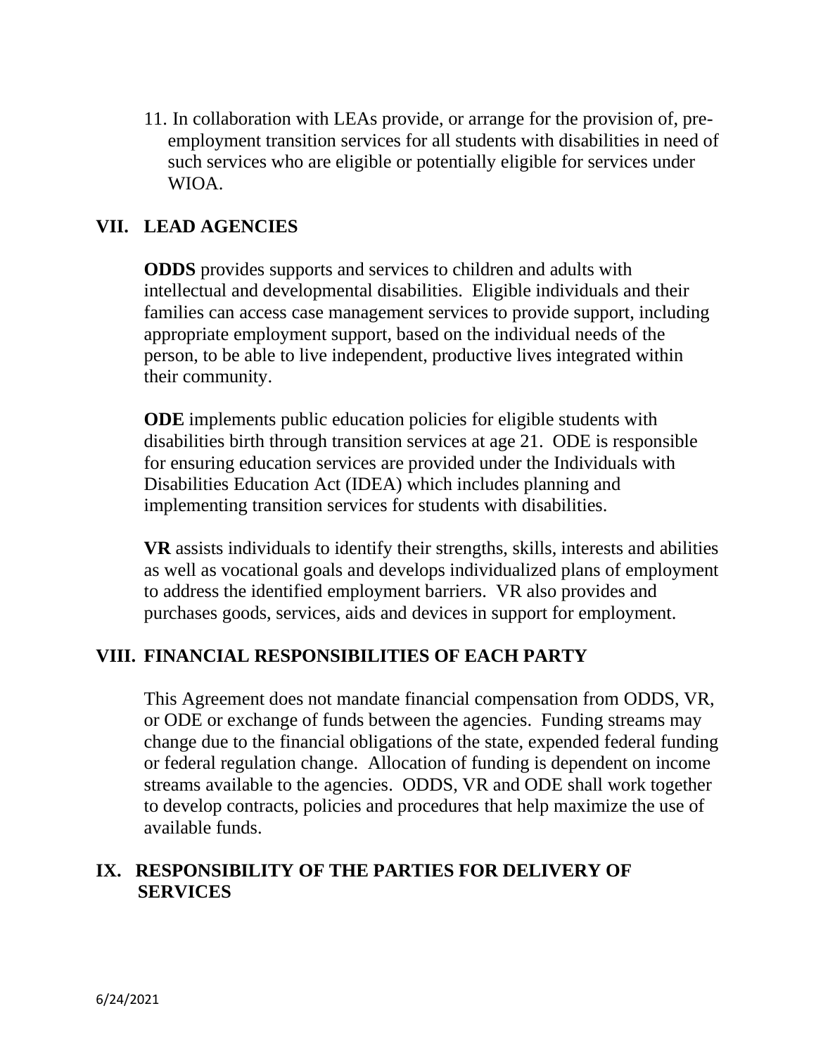11. In collaboration with LEAs provide, or arrange for the provision of, pre-employment transition services for all students with disabilities in need of such services who are eligible or potentially eligible for services under WIOA.

## VII. LEAD AGENCIES

**ODDS** provides supports and services to children and adults with intellectual and developmental disabilities. Eligible individuals and their families can access case management services to provide support, including appropriate employment support, based on the individual needs of the person, to be able to live independent, productive lives integrated within their community.

**ODE** implements public education policies for eligible students with disabilities birth through transition services at age 21. ODE is responsible for ensuring education services are provided under the Individuals with Disabilities Education Act (IDEA) which includes planning and implementing transition services for students with disabilities.

**VR** assists individuals to identify their strengths, skills, interests and abilities as well as vocational goals and develops individualized plans of employment to address the identified employment barriers. VR also provides and purchases goods, services, aids and devices in support for employment.

## VIII. FINANCIAL RESPONSIBILITIES OF EACH PARTY

This Agreement does not mandate financial compensation from ODDS, VR, or ODE or exchange of funds between the agencies. Funding streams may change due to the financial obligations of the state, expended federal funding or federal regulation change. Allocation of funding is dependent on income streams available to the agencies. ODDS, VR and ODE shall work together to develop contracts, policies and procedures that help maximize the use of available funds.

## IX. RESPONSIBILITY OF THE PARTIES FOR DELIVERY OF SERVICES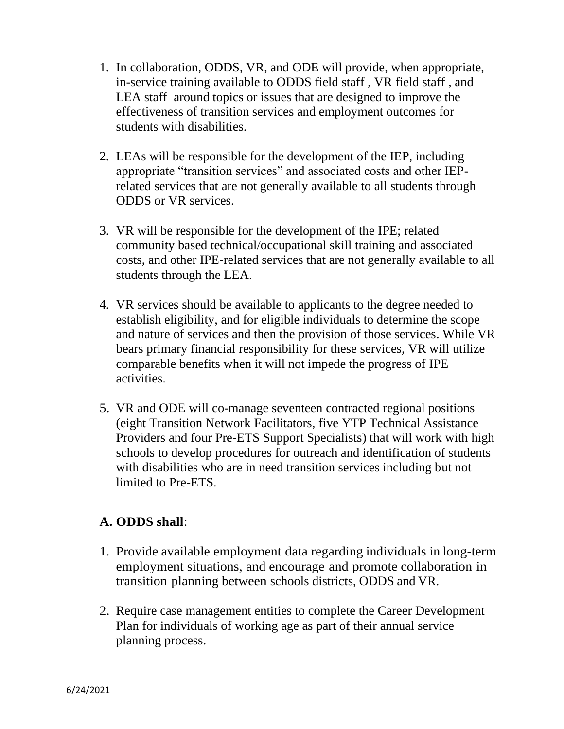1. In collaboration, ODDS, VR, and ODE will provide, when appropriate, in-service training available to ODDS field staff , VR field staff , and LEA staff around topics or issues that are designed to improve the effectiveness of transition services and employment outcomes for students with disabilities.

2. LEAs will be responsible for the development of the IEP, including appropriate "transition services" and associated costs and other IEP-related services that are not generally available to all students through ODDS or VR services.

3. VR will be responsible for the development of the IPE; related community based technical/occupational skill training and associated costs, and other IPE-related services that are not generally available to all students through the LEA.

4. VR services should be available to applicants to the degree needed to establish eligibility, and for eligible individuals to determine the scope and nature of services and then the provision of those services. While VR bears primary financial responsibility for these services, VR will utilize comparable benefits when it will not impede the progress of IPE activities.

5. VR and ODE will co-manage seventeen contracted regional positions (eight Transition Network Facilitators, five YTP Technical Assistance Providers and four Pre-ETS Support Specialists) that will work with high schools to develop procedures for outreach and identification of students with disabilities who are in need transition services including but not limited to Pre-ETS.

**A. ODDS shall**:

1. Provide available employment data regarding individuals in long-term employment situations, and encourage and promote collaboration in transition planning between schools districts, ODDS and VR.

2. Require case management entities to complete the Career Development Plan for individuals of working age as part of their annual service planning process.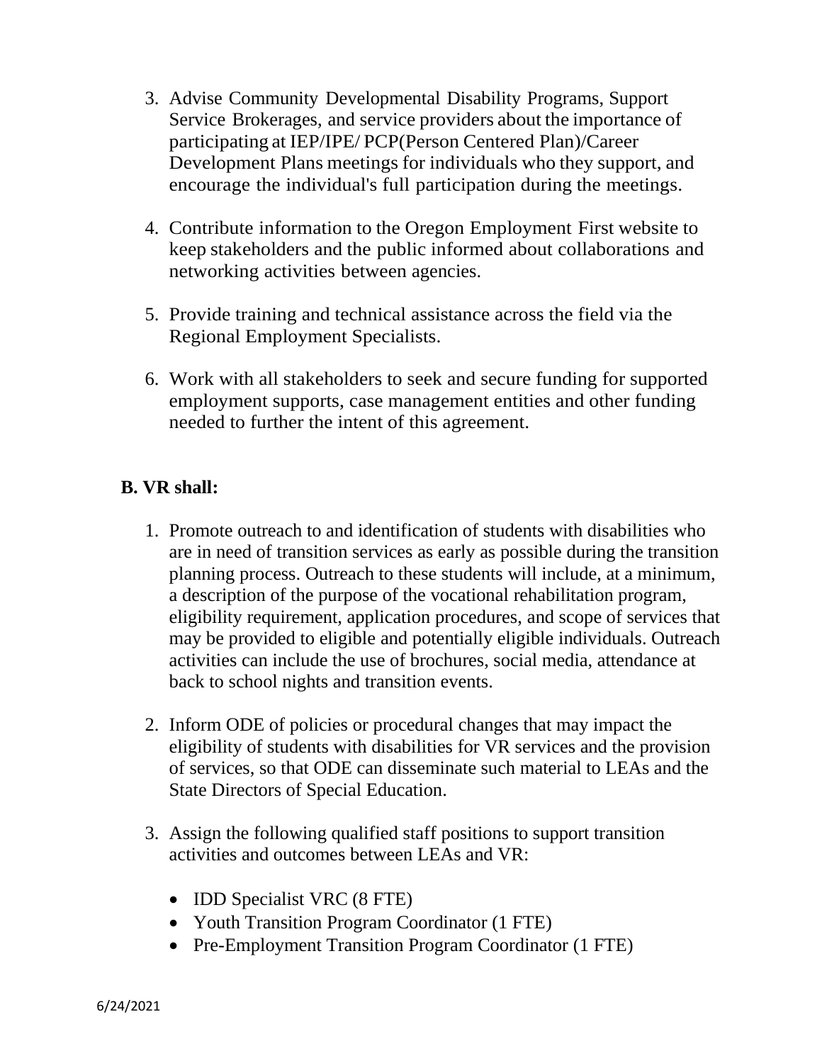3. Advise Community Developmental Disability Programs, Support Service Brokerages, and service providers about the importance of participating at IEP/IPE/ PCP(Person Centered Plan)/Career Development Plans meetings for individuals who they support, and encourage the individual's full participation during the meetings.

4. Contribute information to the Oregon Employment First website to keep stakeholders and the public informed about collaborations and networking activities between agencies.

5. Provide training and technical assistance across the field via the Regional Employment Specialists.

6. Work with all stakeholders to seek and secure funding for supported employment supports, case management entities and other funding needed to further the intent of this agreement.

**B. VR shall:**

1. Promote outreach to and identification of students with disabilities who are in need of transition services as early as possible during the transition planning process. Outreach to these students will include, at a minimum, a description of the purpose of the vocational rehabilitation program, eligibility requirement, application procedures, and scope of services that may be provided to eligible and potentially eligible individuals. Outreach activities can include the use of brochures, social media, attendance at back to school nights and transition events.

2. Inform ODE of policies or procedural changes that may impact the eligibility of students with disabilities for VR services and the provision of services, so that ODE can disseminate such material to LEAs and the State Directors of Special Education.

3. Assign the following qualified staff positions to support transition activities and outcomes between LEAs and VR:

   - IDD Specialist VRC (8 FTE)
   - Youth Transition Program Coordinator (1 FTE)
   - Pre-Employment Transition Program Coordinator (1 FTE)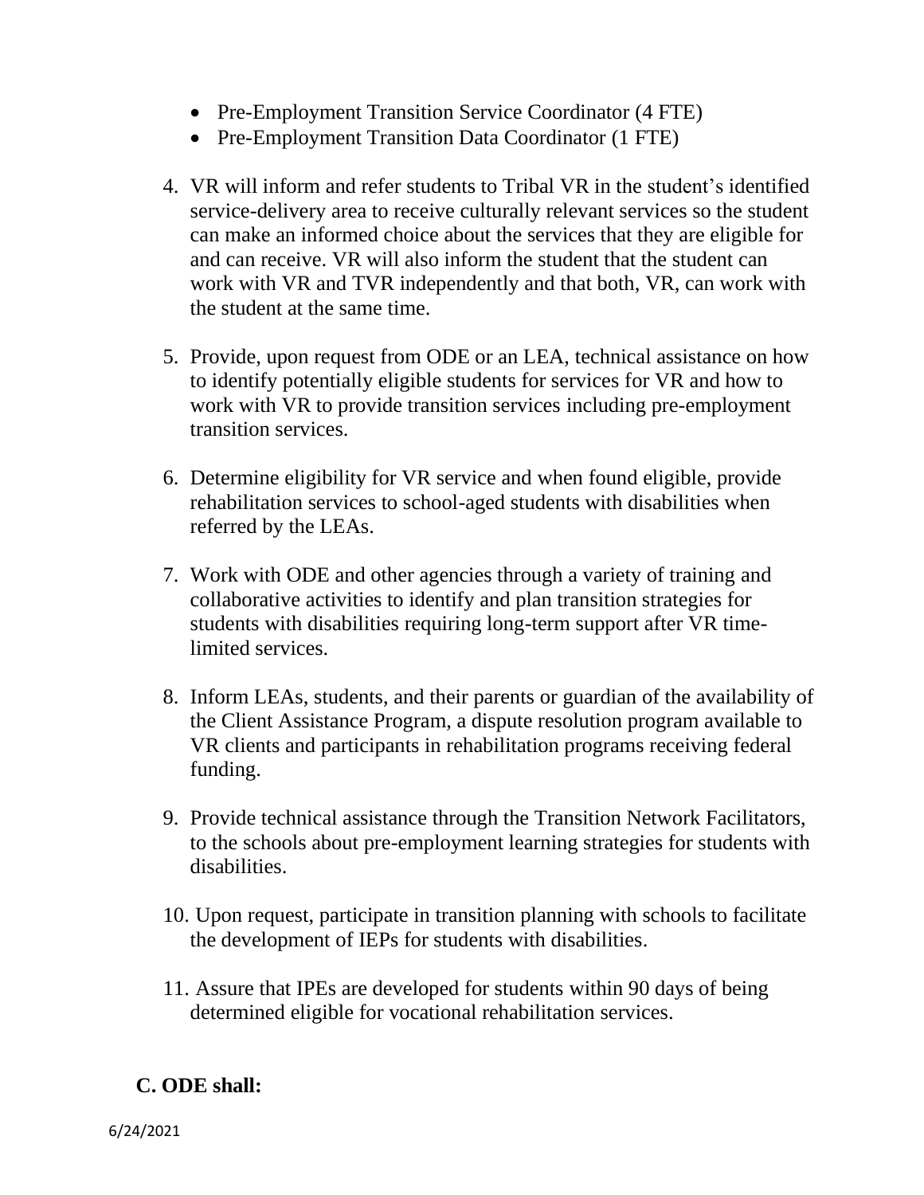- Pre-Employment Transition Service Coordinator (4 FTE)
- Pre-Employment Transition Data Coordinator (1 FTE)

4. VR will inform and refer students to Tribal VR in the student's identified service-delivery area to receive culturally relevant services so the student can make an informed choice about the services that they are eligible for and can receive. VR will also inform the student that the student can work with VR and TVR independently and that both, VR, can work with the student at the same time.

5. Provide, upon request from ODE or an LEA, technical assistance on how to identify potentially eligible students for services for VR and how to work with VR to provide transition services including pre-employment transition services.

6. Determine eligibility for VR service and when found eligible, provide rehabilitation services to school-aged students with disabilities when referred by the LEAs.

7. Work with ODE and other agencies through a variety of training and collaborative activities to identify and plan transition strategies for students with disabilities requiring long-term support after VR time-limited services.

8. Inform LEAs, students, and their parents or guardian of the availability of the Client Assistance Program, a dispute resolution program available to VR clients and participants in rehabilitation programs receiving federal funding.

9. Provide technical assistance through the Transition Network Facilitators, to the schools about pre-employment learning strategies for students with disabilities.

10. Upon request, participate in transition planning with schools to facilitate the development of IEPs for students with disabilities.

11. Assure that IPEs are developed for students within 90 days of being determined eligible for vocational rehabilitation services.

**C. ODE shall:**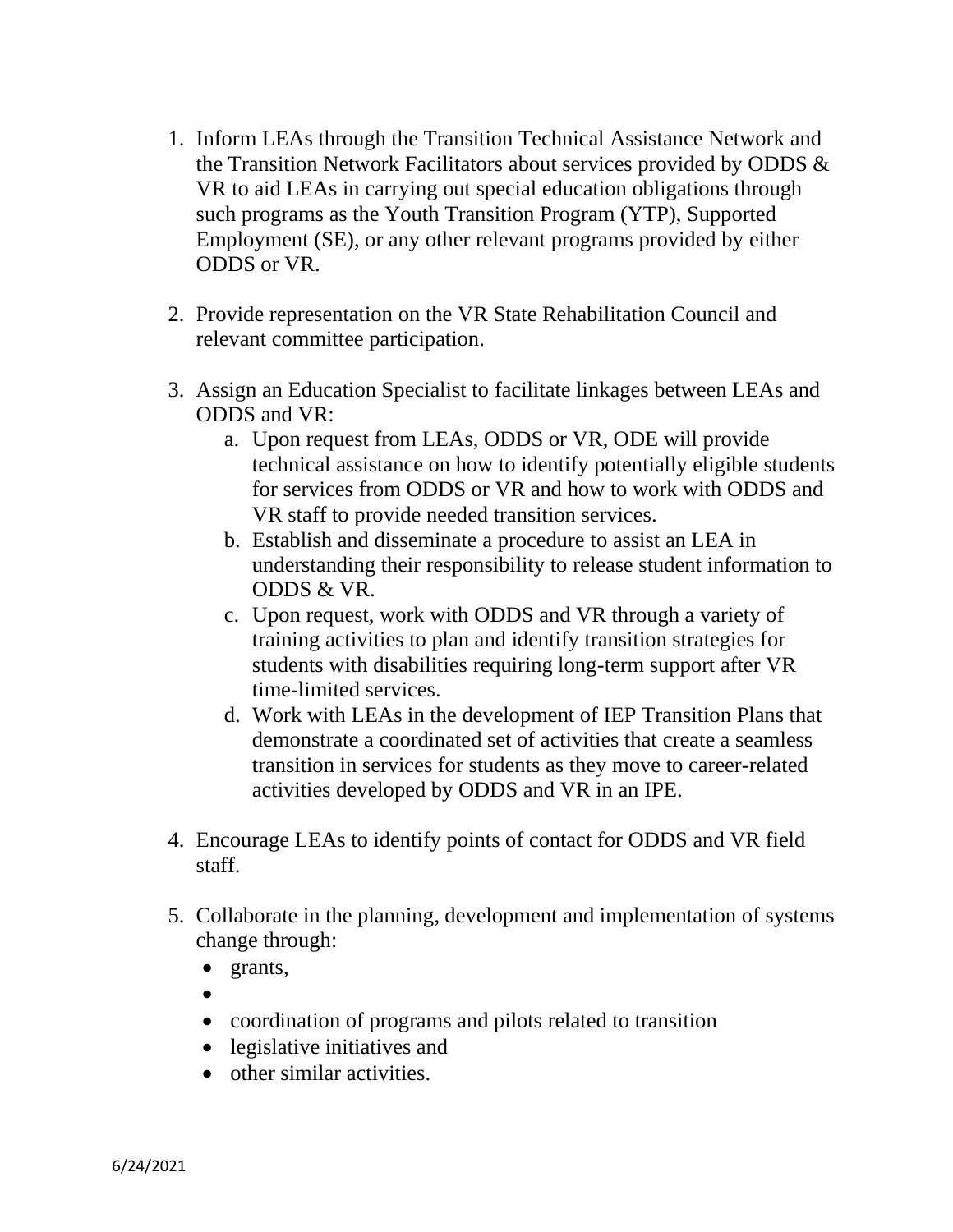1. Inform LEAs through the Transition Technical Assistance Network and the Transition Network Facilitators about services provided by ODDS & VR to aid LEAs in carrying out special education obligations through such programs as the Youth Transition Program (YTP), Supported Employment (SE), or any other relevant programs provided by either ODDS or VR.

2. Provide representation on the VR State Rehabilitation Council and relevant committee participation.

3. Assign an Education Specialist to facilitate linkages between LEAs and ODDS and VR:
   a. Upon request from LEAs, ODDS or VR, ODE will provide technical assistance on how to identify potentially eligible students for services from ODDS or VR and how to work with ODDS and VR staff to provide needed transition services.
   b. Establish and disseminate a procedure to assist an LEA in understanding their responsibility to release student information to ODDS & VR.
   c. Upon request, work with ODDS and VR through a variety of training activities to plan and identify transition strategies for students with disabilities requiring long-term support after VR time-limited services.
   d. Work with LEAs in the development of IEP Transition Plans that demonstrate a coordinated set of activities that create a seamless transition in services for students as they move to career-related activities developed by ODDS and VR in an IPE.

4. Encourage LEAs to identify points of contact for ODDS and VR field staff.

5. Collaborate in the planning, development and implementation of systems change through:
   - grants,
   - 
   - coordination of programs and pilots related to transition
   - legislative initiatives and
   - other similar activities.

6/24/2021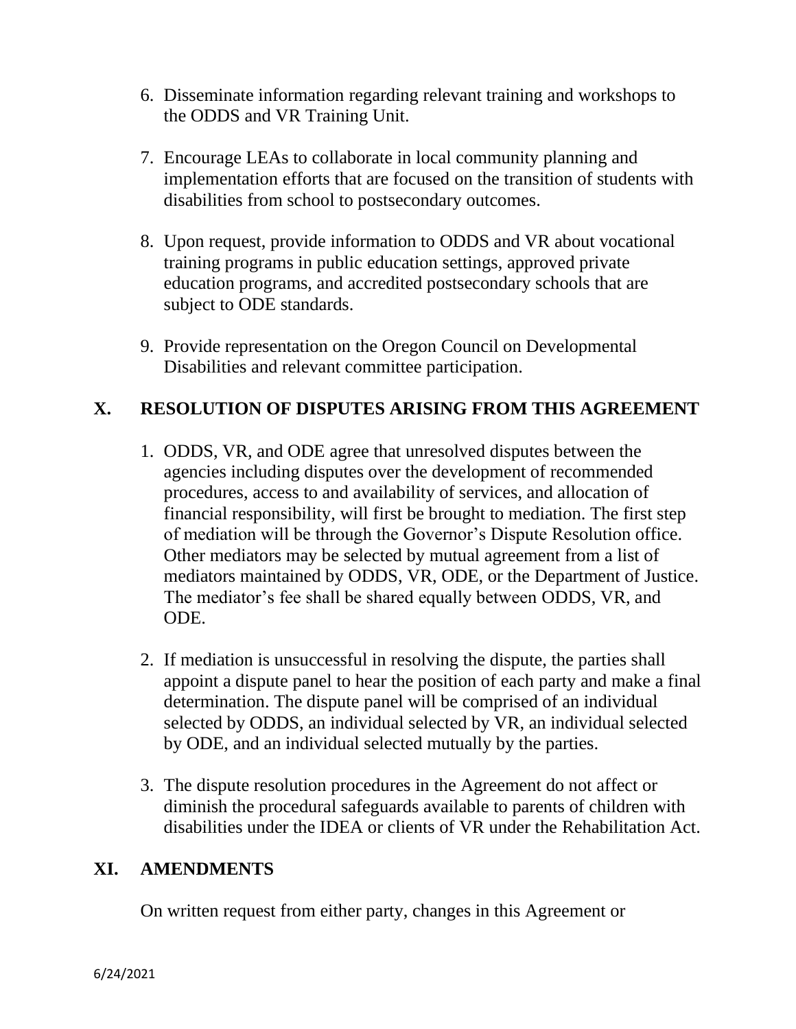6. Disseminate information regarding relevant training and workshops to the ODDS and VR Training Unit.

7. Encourage LEAs to collaborate in local community planning and implementation efforts that are focused on the transition of students with disabilities from school to postsecondary outcomes.

8. Upon request, provide information to ODDS and VR about vocational training programs in public education settings, approved private education programs, and accredited postsecondary schools that are subject to ODE standards.

9. Provide representation on the Oregon Council on Developmental Disabilities and relevant committee participation.

## X. RESOLUTION OF DISPUTES ARISING FROM THIS AGREEMENT

1. ODDS, VR, and ODE agree that unresolved disputes between the agencies including disputes over the development of recommended procedures, access to and availability of services, and allocation of financial responsibility, will first be brought to mediation. The first step of mediation will be through the Governor's Dispute Resolution office. Other mediators may be selected by mutual agreement from a list of mediators maintained by ODDS, VR, ODE, or the Department of Justice. The mediator's fee shall be shared equally between ODDS, VR, and ODE.

2. If mediation is unsuccessful in resolving the dispute, the parties shall appoint a dispute panel to hear the position of each party and make a final determination. The dispute panel will be comprised of an individual selected by ODDS, an individual selected by VR, an individual selected by ODE, and an individual selected mutually by the parties.

3. The dispute resolution procedures in the Agreement do not affect or diminish the procedural safeguards available to parents of children with disabilities under the IDEA or clients of VR under the Rehabilitation Act.

## XI. AMENDMENTS

On written request from either party, changes in this Agreement or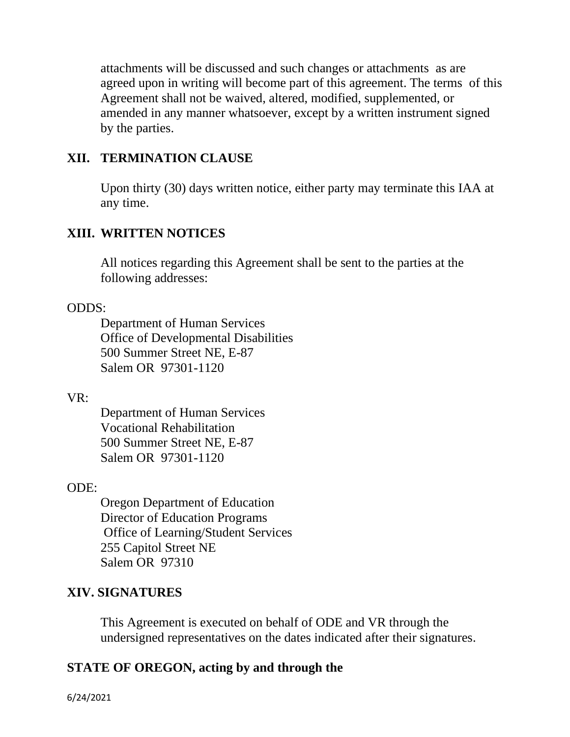attachments will be discussed and such changes or attachments as are agreed upon in writing will become part of this agreement. The terms of this Agreement shall not be waived, altered, modified, supplemented, or amended in any manner whatsoever, except by a written instrument signed by the parties.

## XII. TERMINATION CLAUSE

Upon thirty (30) days written notice, either party may terminate this IAA at any time.

## XIII. WRITTEN NOTICES

All notices regarding this Agreement shall be sent to the parties at the following addresses:

ODDS:

Department of Human Services
Office of Developmental Disabilities
500 Summer Street NE, E-87
Salem OR 97301-1120

VR:

Department of Human Services
Vocational Rehabilitation
500 Summer Street NE, E-87
Salem OR 97301-1120

ODE:

Oregon Department of Education
Director of Education Programs
Office of Learning/Student Services
255 Capitol Street NE
Salem OR 97310

## XIV. SIGNATURES

This Agreement is executed on behalf of ODE and VR through the undersigned representatives on the dates indicated after their signatures.

**STATE OF OREGON, acting by and through the**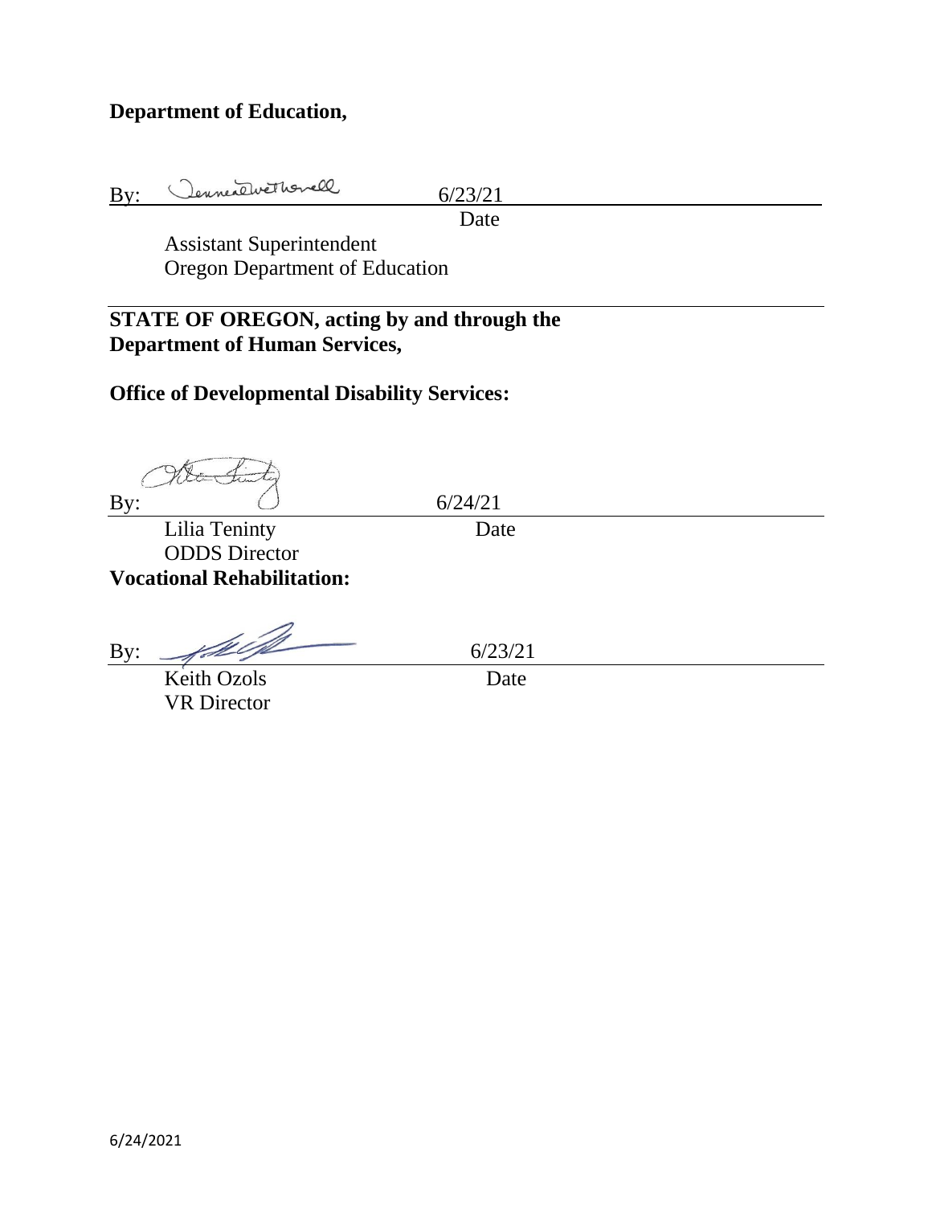**Department of Education,**

By: _________________________ 6/23/21
Date

Assistant Superintendent
Oregon Department of Education

**STATE OF OREGON, acting by and through the Department of Human Services,**

**Office of Developmental Disability Services:**

By: _________________________ 6/24/21

Lilia Teninty Date
ODDS Director

**Vocational Rehabilitation:**

By: _________________________ 6/23/21

Keith Ozols Date
VR Director

6/24/2021